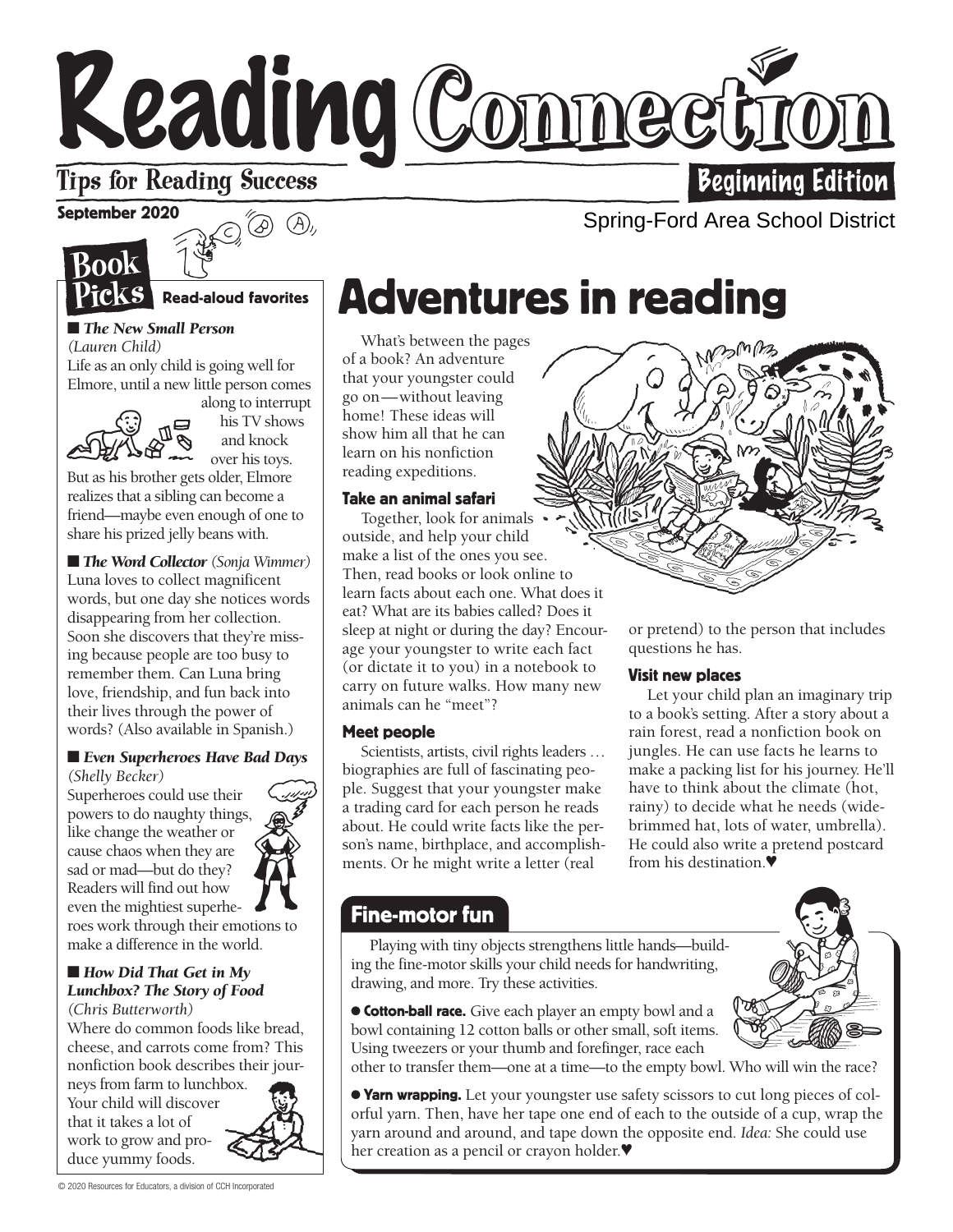# Reading Connection

Tips for Reading Success

**Beginning Edition**

**September 2020**

Spring-Ford Area School District

## Book Picks

**Read-aloud favorites**

■ ***The New Small Person*** *(Lauren Child)*
Life as an only child is going well for Elmore, until a new little person comes along to interrupt his TV shows and knock over his toys. But as his brother gets older, Elmore realizes that a sibling can become a friend—maybe even enough of one to share his prized jelly beans with.

■ ***The Word Collector*** *(Sonja Wimmer)*
Luna loves to collect magnificent words, but one day she notices words disappearing from her collection. Soon she discovers that they're missing because people are too busy to remember them. Can Luna bring love, friendship, and fun back into their lives through the power of words? (Also available in Spanish.)

■ ***Even Superheroes Have Bad Days*** *(Shelly Becker)*
Superheroes could use their powers to do naughty things, like change the weather or cause chaos when they are sad or mad—but do they? Readers will find out how even the mightiest superheroes work through their emotions to make a difference in the world.

■ ***How Did That Get in My Lunchbox? The Story of Food*** *(Chris Butterworth)*
Where do common foods like bread, cheese, and carrots come from? This nonfiction book describes their journeys from farm to lunchbox. Your child will discover that it takes a lot of work to grow and produce yummy foods.

# Adventures in reading

What's between the pages of a book? An adventure that your youngster could go on—without leaving home! These ideas will show him all that he can learn on his nonfiction reading expeditions.

### Take an animal safari

Together, look for animals outside, and help your child make a list of the ones you see. Then, read books or look online to learn facts about each one. What does it eat? What are its babies called? Does it sleep at night or during the day? Encourage your youngster to write each fact (or dictate it to you) in a notebook to carry on future walks. How many new animals can he "meet"?

### Meet people

Scientists, artists, civil rights leaders … biographies are full of fascinating people. Suggest that your youngster make a trading card for each person he reads about. He could write facts like the person's name, birthplace, and accomplishments. Or he might write a letter (real or pretend) to the person that includes questions he has.

### Visit new places

Let your child plan an imaginary trip to a book's setting. After a story about a rain forest, read a nonfiction book on jungles. He can use facts he learns to make a packing list for his journey. He'll have to think about the climate (hot, rainy) to decide what he needs (wide-brimmed hat, lots of water, umbrella). He could also write a pretend postcard from his destination.♥

## Fine-motor fun

Playing with tiny objects strengthens little hands—building the fine-motor skills your child needs for handwriting, drawing, and more. Try these activities.

● **Cotton-ball race.** Give each player an empty bowl and a bowl containing 12 cotton balls or other small, soft items. Using tweezers or your thumb and forefinger, race each other to transfer them—one at a time—to the empty bowl. Who will win the race?

● **Yarn wrapping.** Let your youngster use safety scissors to cut long pieces of colorful yarn. Then, have her tape one end of each to the outside of a cup, wrap the yarn around and around, and tape down the opposite end. *Idea:* She could use her creation as a pencil or crayon holder.♥

© 2020 Resources for Educators, a division of CCH Incorporated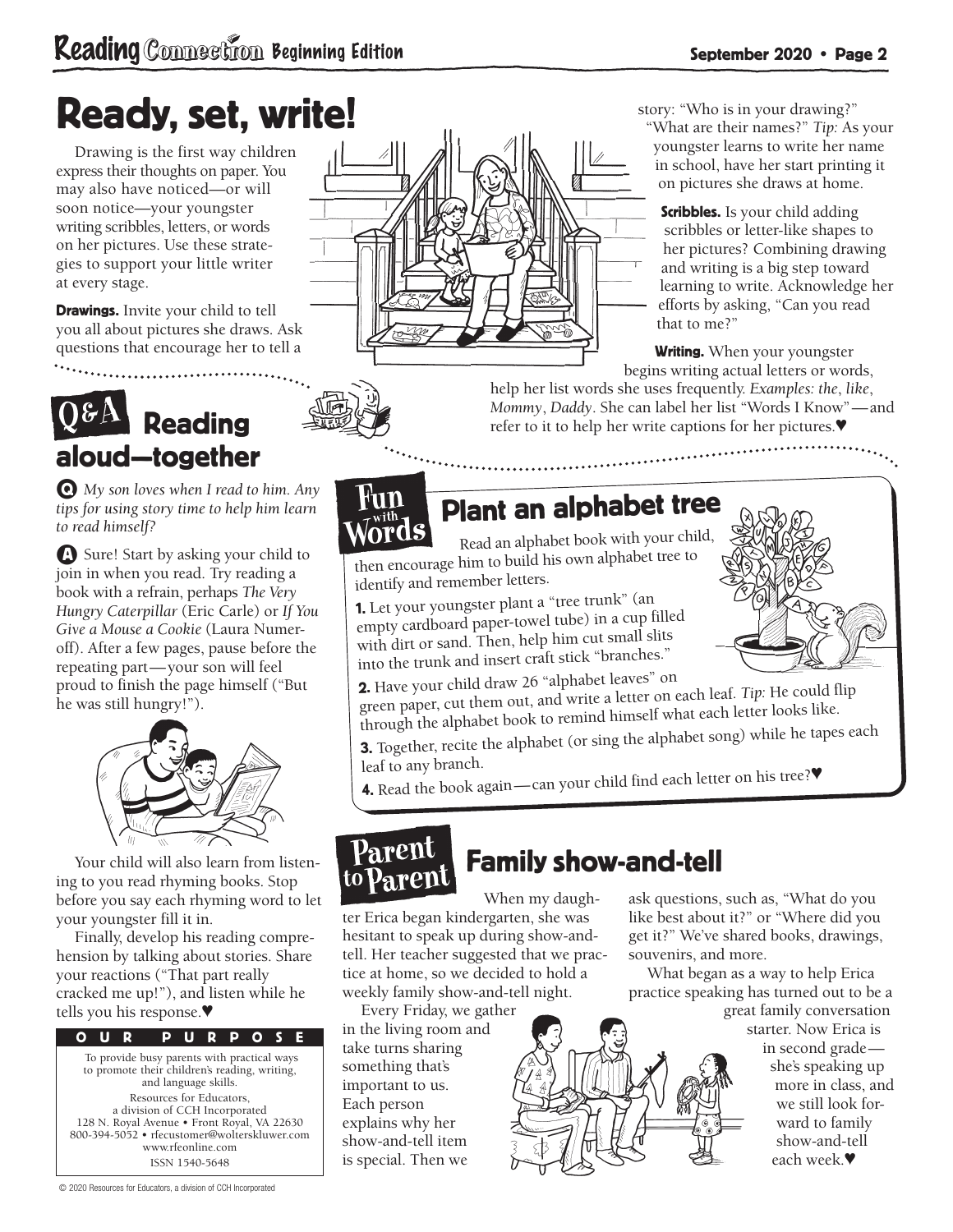# Ready, set, write!

Drawing is the first way children express their thoughts on paper. You may also have noticed—or will soon notice—your youngster writing scribbles, letters, or words on her pictures. Use these strategies to support your little writer at every stage.

**Drawings.** Invite your child to tell you all about pictures she draws. Ask questions that encourage her to tell a story: "Who is in your drawing?" "What are their names?" *Tip:* As your youngster learns to write her name in school, have her start printing it on pictures she draws at home.

**Scribbles.** Is your child adding scribbles or letter-like shapes to her pictures? Combining drawing and writing is a big step toward learning to write. Acknowledge her efforts by asking, "Can you read that to me?"

**Writing.** When your youngster begins writing actual letters or words, help her list words she uses frequently. *Examples: the*, *like*, *Mommy*, *Daddy*. She can label her list "Words I Know"—and refer to it to help her write captions for her pictures.♥

## Q&A Reading aloud—together

**Q** *My son loves when I read to him. Any tips for using story time to help him learn to read himself?*

**A** Sure! Start by asking your child to join in when you read. Try reading a book with a refrain, perhaps *The Very Hungry Caterpillar* (Eric Carle) or *If You Give a Mouse a Cookie* (Laura Numeroff). After a few pages, pause before the repeating part—your son will feel proud to finish the page himself ("But he was still hungry!").

Your child will also learn from listening to you read rhyming books. Stop before you say each rhyming word to let your youngster fill it in.

Finally, develop his reading comprehension by talking about stories. Share your reactions ("That part really cracked me up!"), and listen while he tells you his response.♥

## Fun with Words: Plant an alphabet tree

Read an alphabet book with your child, then encourage him to build his own alphabet tree to identify and remember letters.

**1.** Let your youngster plant a "tree trunk" (an empty cardboard paper-towel tube) in a cup filled with dirt or sand. Then, help him cut small slits into the trunk and insert craft stick "branches."

**2.** Have your child draw 26 "alphabet leaves" on green paper, cut them out, and write a letter on each leaf. *Tip:* He could flip through the alphabet book to remind himself what each letter looks like.

**3.** Together, recite the alphabet (or sing the alphabet song) while he tapes each leaf to any branch.

**4.** Read the book again—can your child find each letter on his tree?♥

## Parent to Parent: Family show-and-tell

When my daughter Erica began kindergarten, she was hesitant to speak up during show-and-tell. Her teacher suggested that we practice at home, so we decided to hold a weekly family show-and-tell night.

Every Friday, we gather in the living room and take turns sharing something that's important to us. Each person explains why her show-and-tell item is special. Then we ask questions, such as, "What do you like best about it?" or "Where did you get it?" We've shared books, drawings, souvenirs, and more.

What began as a way to help Erica practice speaking has turned out to be a great family conversation starter. Now Erica is in second grade—she's speaking up more in class, and we still look forward to family show-and-tell each week.♥

**OUR PURPOSE**

To provide busy parents with practical ways to promote their children's reading, writing, and language skills.

Resources for Educators,
a division of CCH Incorporated
128 N. Royal Avenue • Front Royal, VA 22630
800-394-5052 • rfecustomer@wolterskluwer.com
www.rfeonline.com
ISSN 1540-5648

© 2020 Resources for Educators, a division of CCH Incorporated